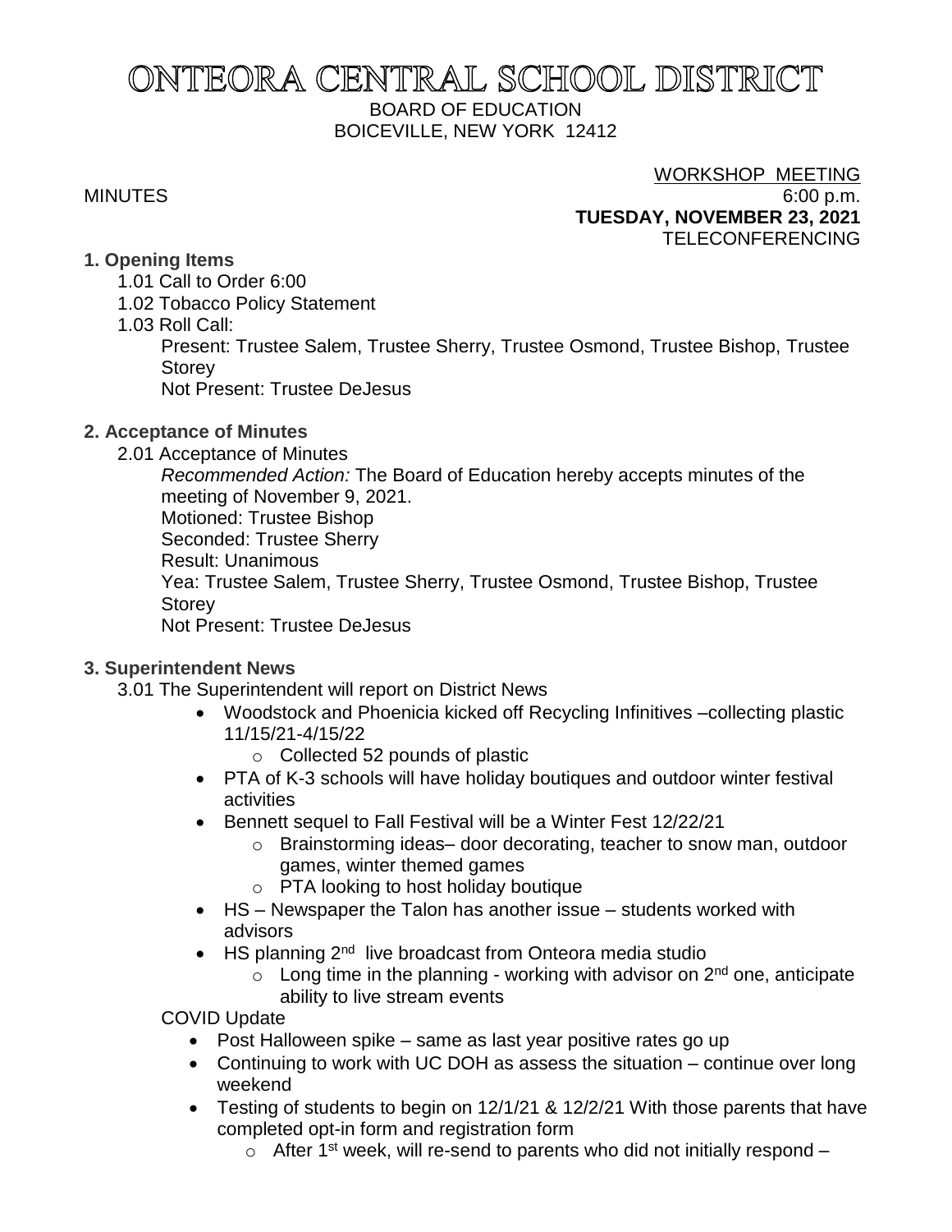# ONTEORA CENTRAL SCHOOL DISTRICT

BOARD OF EDUCATION
BOICEVILLE, NEW YORK 12412

WORKSHOP MEETING

MINUTES 6:00 p.m.

**TUESDAY, NOVEMBER 23, 2021**

TELECONFERENCING

## 1. Opening Items

1.01 Call to Order 6:00

1.02 Tobacco Policy Statement

1.03 Roll Call:

Present: Trustee Salem, Trustee Sherry, Trustee Osmond, Trustee Bishop, Trustee Storey

Not Present: Trustee DeJesus

## 2. Acceptance of Minutes

2.01 Acceptance of Minutes

*Recommended Action:* The Board of Education hereby accepts minutes of the meeting of November 9, 2021.

Motioned: Trustee Bishop

Seconded: Trustee Sherry

Result: Unanimous

Yea: Trustee Salem, Trustee Sherry, Trustee Osmond, Trustee Bishop, Trustee Storey

Not Present: Trustee DeJesus

## 3. Superintendent News

3.01 The Superintendent will report on District News

- Woodstock and Phoenicia kicked off Recycling Infinitives –collecting plastic 11/15/21-4/15/22
  - Collected 52 pounds of plastic
- PTA of K-3 schools will have holiday boutiques and outdoor winter festival activities
- Bennett sequel to Fall Festival will be a Winter Fest 12/22/21
  - Brainstorming ideas– door decorating, teacher to snow man, outdoor games, winter themed games
  - PTA looking to host holiday boutique
- HS – Newspaper the Talon has another issue – students worked with advisors
- HS planning 2nd live broadcast from Onteora media studio
  - Long time in the planning - working with advisor on 2nd one, anticipate ability to live stream events

COVID Update

- Post Halloween spike – same as last year positive rates go up
- Continuing to work with UC DOH as assess the situation – continue over long weekend
- Testing of students to begin on 12/1/21 & 12/2/21 With those parents that have completed opt-in form and registration form
  - After 1st week, will re-send to parents who did not initially respond –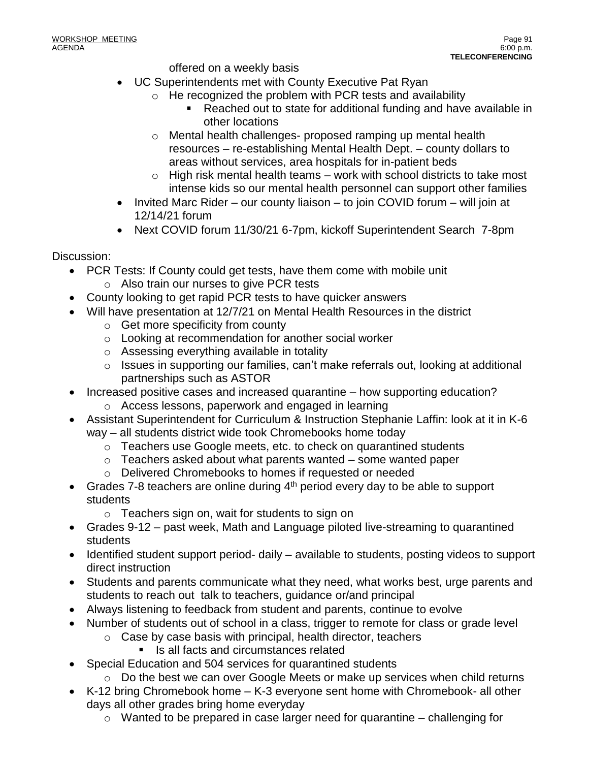offered on a weekly basis

- UC Superintendents met with County Executive Pat Ryan
  - He recognized the problem with PCR tests and availability
    - Reached out to state for additional funding and have available in other locations
  - Mental health challenges- proposed ramping up mental health resources – re-establishing Mental Health Dept. – county dollars to areas without services, area hospitals for in-patient beds
  - High risk mental health teams – work with school districts to take most intense kids so our mental health personnel can support other families
- Invited Marc Rider – our county liaison – to join COVID forum – will join at 12/14/21 forum
- Next COVID forum 11/30/21 6-7pm, kickoff Superintendent Search 7-8pm

Discussion:

- PCR Tests: If County could get tests, have them come with mobile unit
  - Also train our nurses to give PCR tests
- County looking to get rapid PCR tests to have quicker answers
- Will have presentation at 12/7/21 on Mental Health Resources in the district
  - Get more specificity from county
  - Looking at recommendation for another social worker
  - Assessing everything available in totality
  - Issues in supporting our families, can't make referrals out, looking at additional partnerships such as ASTOR
- Increased positive cases and increased quarantine – how supporting education?
  - Access lessons, paperwork and engaged in learning
- Assistant Superintendent for Curriculum & Instruction Stephanie Laffin: look at it in K-6 way – all students district wide took Chromebooks home today
  - Teachers use Google meets, etc. to check on quarantined students
  - Teachers asked about what parents wanted – some wanted paper
  - Delivered Chromebooks to homes if requested or needed
- Grades 7-8 teachers are online during 4th period every day to be able to support students
  - Teachers sign on, wait for students to sign on
- Grades 9-12 – past week, Math and Language piloted live-streaming to quarantined students
- Identified student support period- daily – available to students, posting videos to support direct instruction
- Students and parents communicate what they need, what works best, urge parents and students to reach out talk to teachers, guidance or/and principal
- Always listening to feedback from student and parents, continue to evolve
- Number of students out of school in a class, trigger to remote for class or grade level
  - Case by case basis with principal, health director, teachers
    - Is all facts and circumstances related
- Special Education and 504 services for quarantined students
  - Do the best we can over Google Meets or make up services when child returns
- K-12 bring Chromebook home – K-3 everyone sent home with Chromebook- all other days all other grades bring home everyday
  - Wanted to be prepared in case larger need for quarantine – challenging for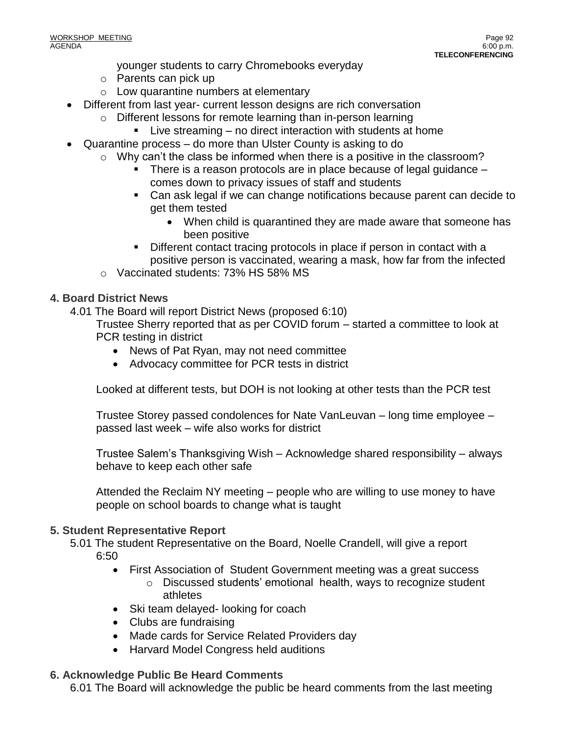younger students to carry Chromebooks everyday
    - Parents can pick up
    - Low quarantine numbers at elementary
- Different from last year- current lesson designs are rich conversation
    - Different lessons for remote learning than in-person learning
        - Live streaming – no direct interaction with students at home
- Quarantine process – do more than Ulster County is asking to do
    - Why can't the class be informed when there is a positive in the classroom?
        - There is a reason protocols are in place because of legal guidance – comes down to privacy issues of staff and students
        - Can ask legal if we can change notifications because parent can decide to get them tested
            - When child is quarantined they are made aware that someone has been positive
        - Different contact tracing protocols in place if person in contact with a positive person is vaccinated, wearing a mask, how far from the infected
    - Vaccinated students: 73% HS 58% MS

**4. Board District News**

4.01 The Board will report District News (proposed 6:10)

Trustee Sherry reported that as per COVID forum – started a committee to look at PCR testing in district

- News of Pat Ryan, may not need committee
- Advocacy committee for PCR tests in district

Looked at different tests, but DOH is not looking at other tests than the PCR test

Trustee Storey passed condolences for Nate VanLeuvan – long time employee – passed last week – wife also works for district

Trustee Salem's Thanksgiving Wish – Acknowledge shared responsibility – always behave to keep each other safe

Attended the Reclaim NY meeting – people who are willing to use money to have people on school boards to change what is taught

**5. Student Representative Report**

5.01 The student Representative on the Board, Noelle Crandell, will give a report 6:50

- First Association of Student Government meeting was a great success
    - Discussed students' emotional health, ways to recognize student athletes
- Ski team delayed- looking for coach
- Clubs are fundraising
- Made cards for Service Related Providers day
- Harvard Model Congress held auditions

**6. Acknowledge Public Be Heard Comments**

6.01 The Board will acknowledge the public be heard comments from the last meeting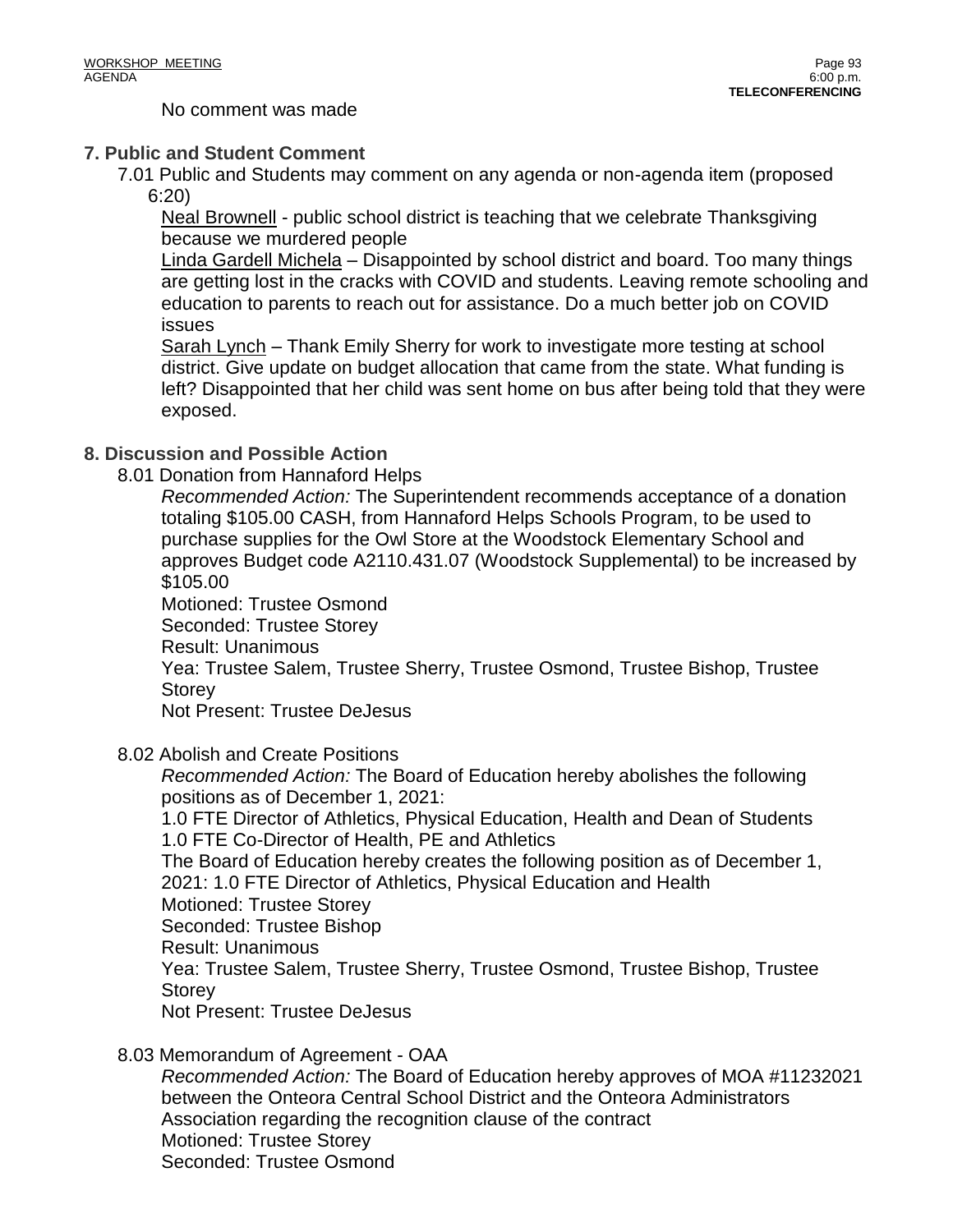No comment was made

## 7. Public and Student Comment

7.01 Public and Students may comment on any agenda or non-agenda item (proposed 6:20)

Neal Brownell - public school district is teaching that we celebrate Thanksgiving because we murdered people

Linda Gardell Michela – Disappointed by school district and board. Too many things are getting lost in the cracks with COVID and students. Leaving remote schooling and education to parents to reach out for assistance. Do a much better job on COVID issues

Sarah Lynch – Thank Emily Sherry for work to investigate more testing at school district. Give update on budget allocation that came from the state. What funding is left? Disappointed that her child was sent home on bus after being told that they were exposed.

## 8. Discussion and Possible Action

8.01 Donation from Hannaford Helps

*Recommended Action:* The Superintendent recommends acceptance of a donation totaling $105.00 CASH, from Hannaford Helps Schools Program, to be used to purchase supplies for the Owl Store at the Woodstock Elementary School and approves Budget code A2110.431.07 (Woodstock Supplemental) to be increased by $105.00

Motioned: Trustee Osmond
Seconded: Trustee Storey
Result: Unanimous
Yea: Trustee Salem, Trustee Sherry, Trustee Osmond, Trustee Bishop, Trustee Storey
Not Present: Trustee DeJesus

8.02 Abolish and Create Positions

*Recommended Action:* The Board of Education hereby abolishes the following positions as of December 1, 2021:
1.0 FTE Director of Athletics, Physical Education, Health and Dean of Students
1.0 FTE Co-Director of Health, PE and Athletics
The Board of Education hereby creates the following position as of December 1, 2021: 1.0 FTE Director of Athletics, Physical Education and Health

Motioned: Trustee Storey
Seconded: Trustee Bishop
Result: Unanimous
Yea: Trustee Salem, Trustee Sherry, Trustee Osmond, Trustee Bishop, Trustee Storey
Not Present: Trustee DeJesus

8.03 Memorandum of Agreement - OAA

*Recommended Action:* The Board of Education hereby approves of MOA #11232021 between the Onteora Central School District and the Onteora Administrators Association regarding the recognition clause of the contract

Motioned: Trustee Storey
Seconded: Trustee Osmond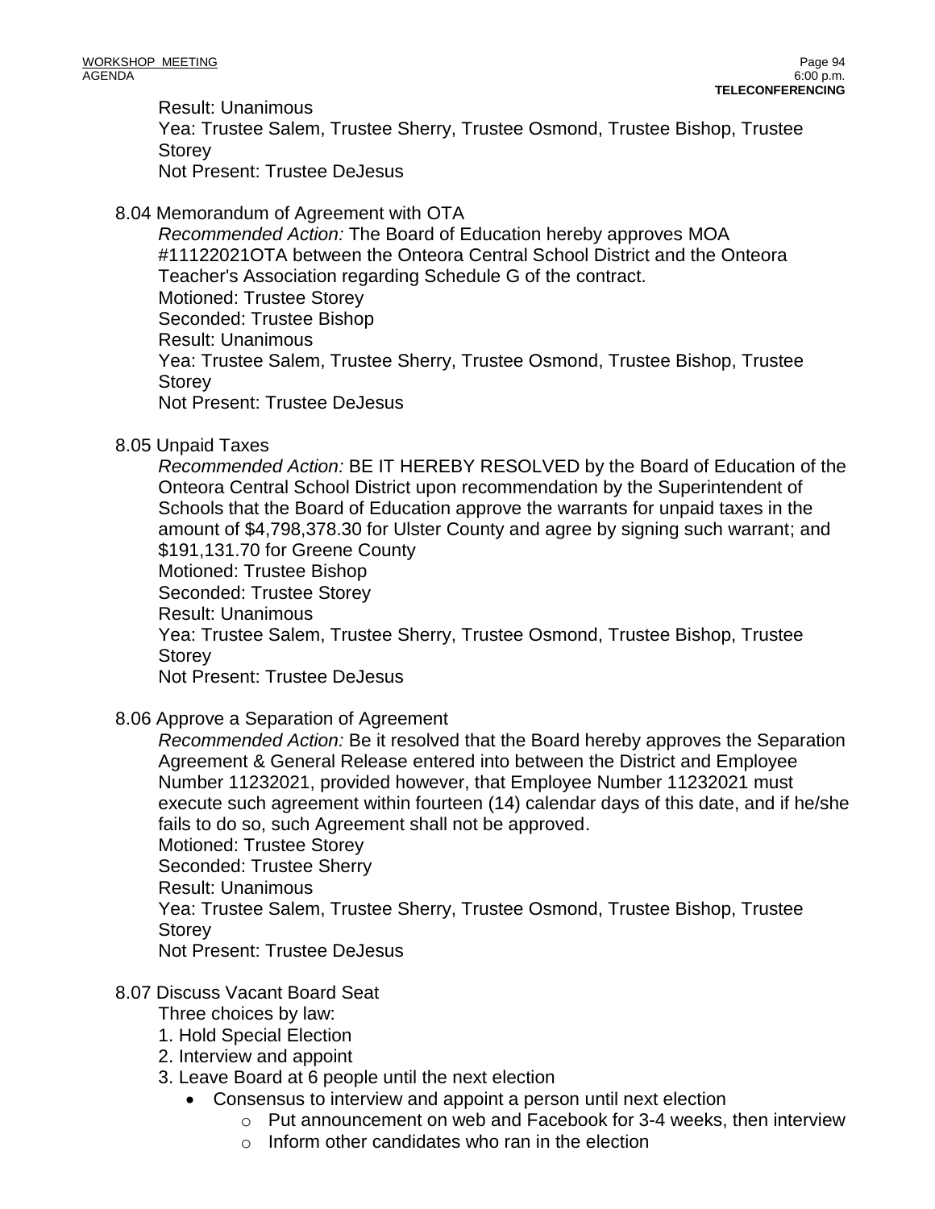Result: Unanimous
Yea: Trustee Salem, Trustee Sherry, Trustee Osmond, Trustee Bishop, Trustee Storey
Not Present: Trustee DeJesus

8.04 Memorandum of Agreement with OTA

*Recommended Action:* The Board of Education hereby approves MOA #11122021OTA between the Onteora Central School District and the Onteora Teacher's Association regarding Schedule G of the contract.
Motioned: Trustee Storey
Seconded: Trustee Bishop
Result: Unanimous
Yea: Trustee Salem, Trustee Sherry, Trustee Osmond, Trustee Bishop, Trustee Storey
Not Present: Trustee DeJesus

8.05 Unpaid Taxes

*Recommended Action:* BE IT HEREBY RESOLVED by the Board of Education of the Onteora Central School District upon recommendation by the Superintendent of Schools that the Board of Education approve the warrants for unpaid taxes in the amount of $4,798,378.30 for Ulster County and agree by signing such warrant; and $191,131.70 for Greene County
Motioned: Trustee Bishop
Seconded: Trustee Storey
Result: Unanimous
Yea: Trustee Salem, Trustee Sherry, Trustee Osmond, Trustee Bishop, Trustee Storey
Not Present: Trustee DeJesus

8.06 Approve a Separation of Agreement

*Recommended Action:* Be it resolved that the Board hereby approves the Separation Agreement & General Release entered into between the District and Employee Number 11232021, provided however, that Employee Number 11232021 must execute such agreement within fourteen (14) calendar days of this date, and if he/she fails to do so, such Agreement shall not be approved.
Motioned: Trustee Storey
Seconded: Trustee Sherry
Result: Unanimous
Yea: Trustee Salem, Trustee Sherry, Trustee Osmond, Trustee Bishop, Trustee Storey
Not Present: Trustee DeJesus

8.07 Discuss Vacant Board Seat

Three choices by law:

1. Hold Special Election
2. Interview and appoint
3. Leave Board at 6 people until the next election

- Consensus to interview and appoint a person until next election
  - Put announcement on web and Facebook for 3-4 weeks, then interview
  - Inform other candidates who ran in the election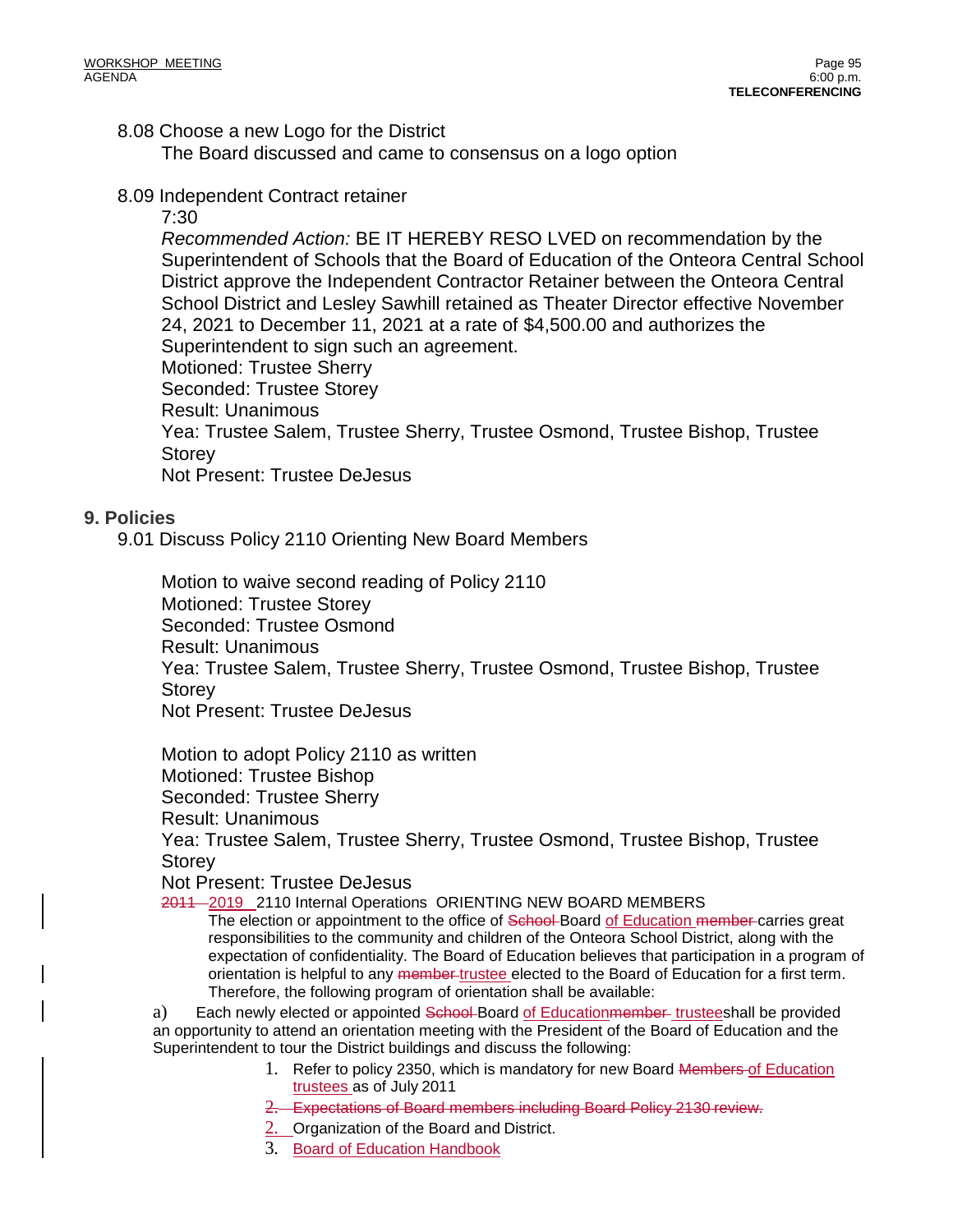8.08 Choose a new Logo for the District

The Board discussed and came to consensus on a logo option

8.09 Independent Contract retainer

7:30

*Recommended Action:* BE IT HEREBY RESO LVED on recommendation by the Superintendent of Schools that the Board of Education of the Onteora Central School District approve the Independent Contractor Retainer between the Onteora Central School District and Lesley Sawhill retained as Theater Director effective November 24, 2021 to December 11, 2021 at a rate of $4,500.00 and authorizes the Superintendent to sign such an agreement.

Motioned: Trustee Sherry
Seconded: Trustee Storey
Result: Unanimous
Yea: Trustee Salem, Trustee Sherry, Trustee Osmond, Trustee Bishop, Trustee Storey
Not Present: Trustee DeJesus

## 9. Policies

9.01 Discuss Policy 2110 Orienting New Board Members

Motion to waive second reading of Policy 2110
Motioned: Trustee Storey
Seconded: Trustee Osmond
Result: Unanimous
Yea: Trustee Salem, Trustee Sherry, Trustee Osmond, Trustee Bishop, Trustee Storey
Not Present: Trustee DeJesus

Motion to adopt Policy 2110 as written
Motioned: Trustee Bishop
Seconded: Trustee Sherry
Result: Unanimous
Yea: Trustee Salem, Trustee Sherry, Trustee Osmond, Trustee Bishop, Trustee Storey
Not Present: Trustee DeJesus

~~2011~~ 2019 2110 Internal Operations ORIENTING NEW BOARD MEMBERS

The election or appointment to the office of ~~School~~ Board of Education ~~member~~ carries great responsibilities to the community and children of the Onteora School District, along with the expectation of confidentiality. The Board of Education believes that participation in a program of orientation is helpful to any ~~member~~ trustee elected to the Board of Education for a first term. Therefore, the following program of orientation shall be available:

a) Each newly elected or appointed ~~School~~ Board of Education~~member~~ trusteeshall be provided an opportunity to attend an orientation meeting with the President of the Board of Education and the Superintendent to tour the District buildings and discuss the following:

1. Refer to policy 2350, which is mandatory for new Board ~~Members~~ of Education trustees as of July 2011
~~2. Expectations of Board members including Board Policy 2130 review.~~
2. Organization of the Board and District.
3. Board of Education Handbook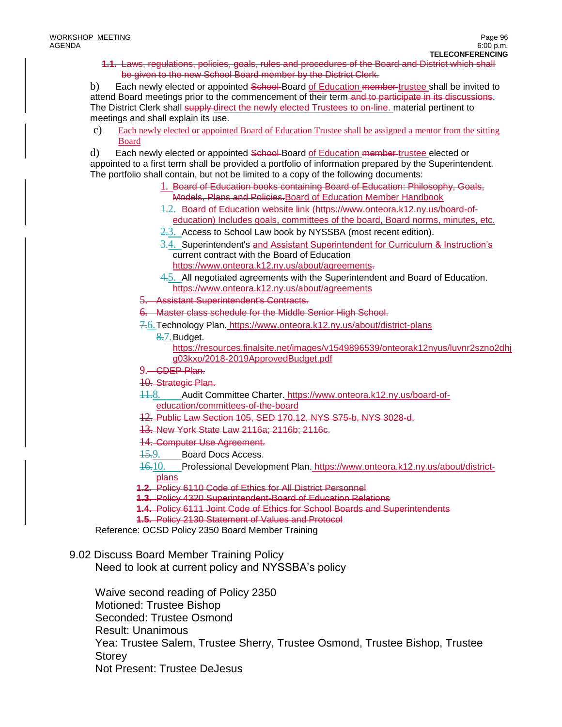~~**1.1.** Laws, regulations, policies, goals, rules and procedures of the Board and District which shall be given to the new School Board member by the District Clerk.~~

b) Each newly elected or appointed ~~School~~ Board of Education ~~member~~ trustee shall be invited to attend Board meetings prior to the commencement of their term ~~and to participate in its discussions~~. The District Clerk shall ~~supply~~ direct the newly elected Trustees to on-line. material pertinent to meetings and shall explain its use.

c) Each newly elected or appointed Board of Education Trustee shall be assigned a mentor from the sitting Board

d) Each newly elected or appointed ~~School~~ Board of Education ~~member~~ trustee elected or appointed to a first term shall be provided a portfolio of information prepared by the Superintendent. The portfolio shall contain, but not be limited to a copy of the following documents:

1. ~~Board of Education books containing Board of Education: Philosophy, Goals, Models, Plans and Policies.~~ Board of Education Member Handbook
2. ~~1.~~ Board of Education website link (https://www.onteora.k12.ny.us/board-of-education) Includes goals, committees of the board, Board norms, minutes, etc.
3. ~~2.~~ Access to School Law book by NYSSBA (most recent edition).
4. ~~3.~~ Superintendent's and Assistant Superintendent for Curriculum & Instruction's current contract with the Board of Education https://www.onteora.k12.ny.us/about/agreements~~.~~
5. ~~4.~~ All negotiated agreements with the Superintendent and Board of Education. https://www.onteora.k12.ny.us/about/agreements

~~5. Assistant Superintendent's Contracts.~~

~~6. Master class schedule for the Middle Senior High School.~~

6. ~~7.~~ Technology Plan. https://www.onteora.k12.ny.us/about/district-plans
7. ~~8.~~ Budget. https://resources.finalsite.net/images/v1549896539/onteorak12nyus/luvnr2szno2dhjg03kxo/2018-2019ApprovedBudget.pdf

~~9. CDEP Plan.~~

~~10. Strategic Plan.~~

8. ~~11.~~ Audit Committee Charter. https://www.onteora.k12.ny.us/board-of-education/committees-of-the-board

~~12. Public Law Section 105, SED 170.12, NYS S75-b, NYS 3028-d.~~

~~13. New York State Law 2116a; 2116b; 2116c.~~

~~14. Computer Use Agreement.~~

9. ~~15.~~ Board Docs Access.
10. ~~16.~~ Professional Development Plan. https://www.onteora.k12.ny.us/about/district-plans

~~**1.2.** Policy 6110 Code of Ethics for All District Personnel~~

~~**1.3.** Policy 4320 Superintendent-Board of Education Relations~~

~~**1.4.** Policy 6111 Joint Code of Ethics for School Boards and Superintendents~~

~~**1.5.** Policy 2130 Statement of Values and Protocol~~

Reference: OCSD Policy 2350 Board Member Training

9.02 Discuss Board Member Training Policy

Need to look at current policy and NYSSBA's policy

Waive second reading of Policy 2350

Motioned: Trustee Bishop

Seconded: Trustee Osmond

Result: Unanimous

Yea: Trustee Salem, Trustee Sherry, Trustee Osmond, Trustee Bishop, Trustee Storey

Not Present: Trustee DeJesus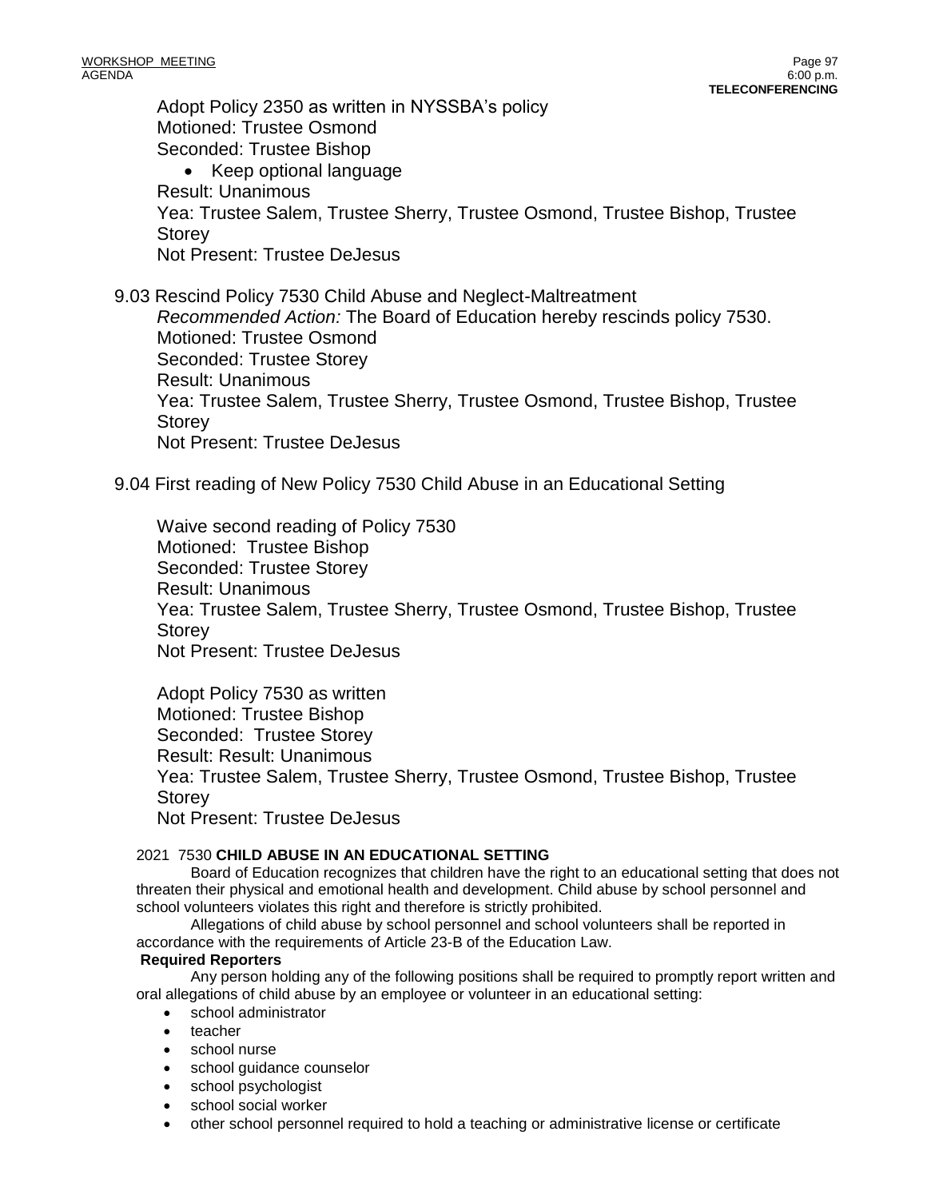Adopt Policy 2350 as written in NYSSBA's policy
Motioned: Trustee Osmond
Seconded: Trustee Bishop

- Keep optional language

Result: Unanimous
Yea: Trustee Salem, Trustee Sherry, Trustee Osmond, Trustee Bishop, Trustee Storey
Not Present: Trustee DeJesus

9.03 Rescind Policy 7530 Child Abuse and Neglect-Maltreatment
*Recommended Action:* The Board of Education hereby rescinds policy 7530.
Motioned: Trustee Osmond
Seconded: Trustee Storey
Result: Unanimous
Yea: Trustee Salem, Trustee Sherry, Trustee Osmond, Trustee Bishop, Trustee Storey
Not Present: Trustee DeJesus

9.04 First reading of New Policy 7530 Child Abuse in an Educational Setting

Waive second reading of Policy 7530
Motioned: Trustee Bishop
Seconded: Trustee Storey
Result: Unanimous
Yea: Trustee Salem, Trustee Sherry, Trustee Osmond, Trustee Bishop, Trustee Storey
Not Present: Trustee DeJesus

Adopt Policy 7530 as written
Motioned: Trustee Bishop
Seconded: Trustee Storey
Result: Result: Unanimous
Yea: Trustee Salem, Trustee Sherry, Trustee Osmond, Trustee Bishop, Trustee Storey
Not Present: Trustee DeJesus

2021 7530 **CHILD ABUSE IN AN EDUCATIONAL SETTING**

Board of Education recognizes that children have the right to an educational setting that does not threaten their physical and emotional health and development. Child abuse by school personnel and school volunteers violates this right and therefore is strictly prohibited.

Allegations of child abuse by school personnel and school volunteers shall be reported in accordance with the requirements of Article 23-B of the Education Law.

**Required Reporters**

Any person holding any of the following positions shall be required to promptly report written and oral allegations of child abuse by an employee or volunteer in an educational setting:

- school administrator
- teacher
- school nurse
- school guidance counselor
- school psychologist
- school social worker
- other school personnel required to hold a teaching or administrative license or certificate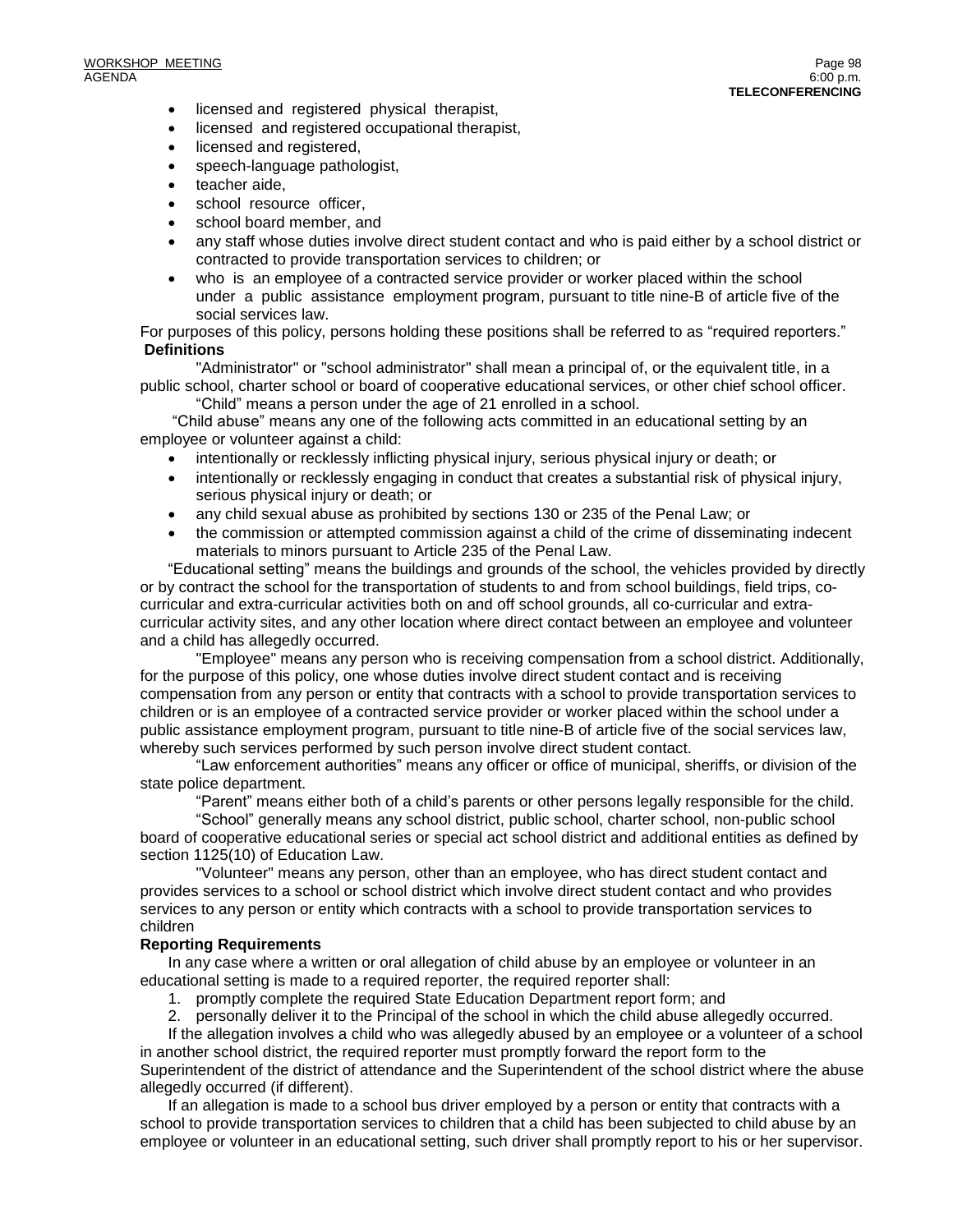- licensed and registered physical therapist,
- licensed and registered occupational therapist,
- licensed and registered,
- speech-language pathologist,
- teacher aide,
- school resource officer,
- school board member, and
- any staff whose duties involve direct student contact and who is paid either by a school district or contracted to provide transportation services to children; or
- who is an employee of a contracted service provider or worker placed within the school under a public assistance employment program, pursuant to title nine-B of article five of the social services law.

For purposes of this policy, persons holding these positions shall be referred to as "required reporters."

**Definitions**

"Administrator" or "school administrator" shall mean a principal of, or the equivalent title, in a public school, charter school or board of cooperative educational services, or other chief school officer.

"Child" means a person under the age of 21 enrolled in a school.

"Child abuse" means any one of the following acts committed in an educational setting by an employee or volunteer against a child:

- intentionally or recklessly inflicting physical injury, serious physical injury or death; or
- intentionally or recklessly engaging in conduct that creates a substantial risk of physical injury, serious physical injury or death; or
- any child sexual abuse as prohibited by sections 130 or 235 of the Penal Law; or
- the commission or attempted commission against a child of the crime of disseminating indecent materials to minors pursuant to Article 235 of the Penal Law.

"Educational setting" means the buildings and grounds of the school, the vehicles provided by directly or by contract the school for the transportation of students to and from school buildings, field trips, co-curricular and extra-curricular activities both on and off school grounds, all co-curricular and extra-curricular activity sites, and any other location where direct contact between an employee and volunteer and a child has allegedly occurred.

"Employee" means any person who is receiving compensation from a school district. Additionally, for the purpose of this policy, one whose duties involve direct student contact and is receiving compensation from any person or entity that contracts with a school to provide transportation services to children or is an employee of a contracted service provider or worker placed within the school under a public assistance employment program, pursuant to title nine-B of article five of the social services law, whereby such services performed by such person involve direct student contact.

"Law enforcement authorities" means any officer or office of municipal, sheriffs, or division of the state police department.

"Parent" means either both of a child's parents or other persons legally responsible for the child.

"School" generally means any school district, public school, charter school, non-public school board of cooperative educational series or special act school district and additional entities as defined by section 1125(10) of Education Law.

"Volunteer" means any person, other than an employee, who has direct student contact and provides services to a school or school district which involve direct student contact and who provides services to any person or entity which contracts with a school to provide transportation services to children

**Reporting Requirements**

In any case where a written or oral allegation of child abuse by an employee or volunteer in an educational setting is made to a required reporter, the required reporter shall:

1. promptly complete the required State Education Department report form; and
2. personally deliver it to the Principal of the school in which the child abuse allegedly occurred.

If the allegation involves a child who was allegedly abused by an employee or a volunteer of a school in another school district, the required reporter must promptly forward the report form to the Superintendent of the district of attendance and the Superintendent of the school district where the abuse allegedly occurred (if different).

If an allegation is made to a school bus driver employed by a person or entity that contracts with a school to provide transportation services to children that a child has been subjected to child abuse by an employee or volunteer in an educational setting, such driver shall promptly report to his or her supervisor.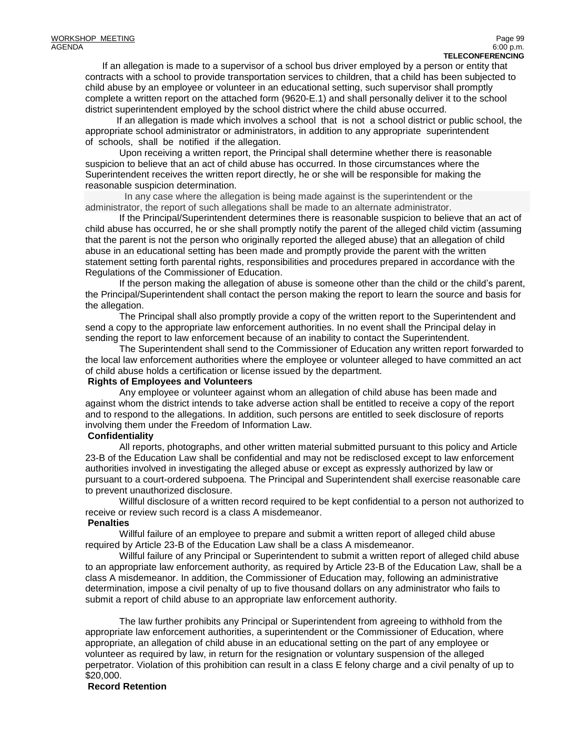If an allegation is made to a supervisor of a school bus driver employed by a person or entity that contracts with a school to provide transportation services to children, that a child has been subjected to child abuse by an employee or volunteer in an educational setting, such supervisor shall promptly complete a written report on the attached form (9620-E.1) and shall personally deliver it to the school district superintendent employed by the school district where the child abuse occurred.

If an allegation is made which involves a school that is not a school district or public school, the appropriate school administrator or administrators, in addition to any appropriate superintendent of schools, shall be notified if the allegation.

Upon receiving a written report, the Principal shall determine whether there is reasonable suspicion to believe that an act of child abuse has occurred. In those circumstances where the Superintendent receives the written report directly, he or she will be responsible for making the reasonable suspicion determination.

In any case where the allegation is being made against is the superintendent or the administrator, the report of such allegations shall be made to an alternate administrator.

If the Principal/Superintendent determines there is reasonable suspicion to believe that an act of child abuse has occurred, he or she shall promptly notify the parent of the alleged child victim (assuming that the parent is not the person who originally reported the alleged abuse) that an allegation of child abuse in an educational setting has been made and promptly provide the parent with the written statement setting forth parental rights, responsibilities and procedures prepared in accordance with the Regulations of the Commissioner of Education.

If the person making the allegation of abuse is someone other than the child or the child's parent, the Principal/Superintendent shall contact the person making the report to learn the source and basis for the allegation.

The Principal shall also promptly provide a copy of the written report to the Superintendent and send a copy to the appropriate law enforcement authorities. In no event shall the Principal delay in sending the report to law enforcement because of an inability to contact the Superintendent.

The Superintendent shall send to the Commissioner of Education any written report forwarded to the local law enforcement authorities where the employee or volunteer alleged to have committed an act of child abuse holds a certification or license issued by the department.

**Rights of Employees and Volunteers**

Any employee or volunteer against whom an allegation of child abuse has been made and against whom the district intends to take adverse action shall be entitled to receive a copy of the report and to respond to the allegations. In addition, such persons are entitled to seek disclosure of reports involving them under the Freedom of Information Law.

**Confidentiality**

All reports, photographs, and other written material submitted pursuant to this policy and Article 23-B of the Education Law shall be confidential and may not be redisclosed except to law enforcement authorities involved in investigating the alleged abuse or except as expressly authorized by law or pursuant to a court-ordered subpoena. The Principal and Superintendent shall exercise reasonable care to prevent unauthorized disclosure.

Willful disclosure of a written record required to be kept confidential to a person not authorized to receive or review such record is a class A misdemeanor.

**Penalties**

Willful failure of an employee to prepare and submit a written report of alleged child abuse required by Article 23-B of the Education Law shall be a class A misdemeanor.

Willful failure of any Principal or Superintendent to submit a written report of alleged child abuse to an appropriate law enforcement authority, as required by Article 23-B of the Education Law, shall be a class A misdemeanor. In addition, the Commissioner of Education may, following an administrative determination, impose a civil penalty of up to five thousand dollars on any administrator who fails to submit a report of child abuse to an appropriate law enforcement authority.

The law further prohibits any Principal or Superintendent from agreeing to withhold from the appropriate law enforcement authorities, a superintendent or the Commissioner of Education, where appropriate, an allegation of child abuse in an educational setting on the part of any employee or volunteer as required by law, in return for the resignation or voluntary suspension of the alleged perpetrator. Violation of this prohibition can result in a class E felony charge and a civil penalty of up to $20,000.

**Record Retention**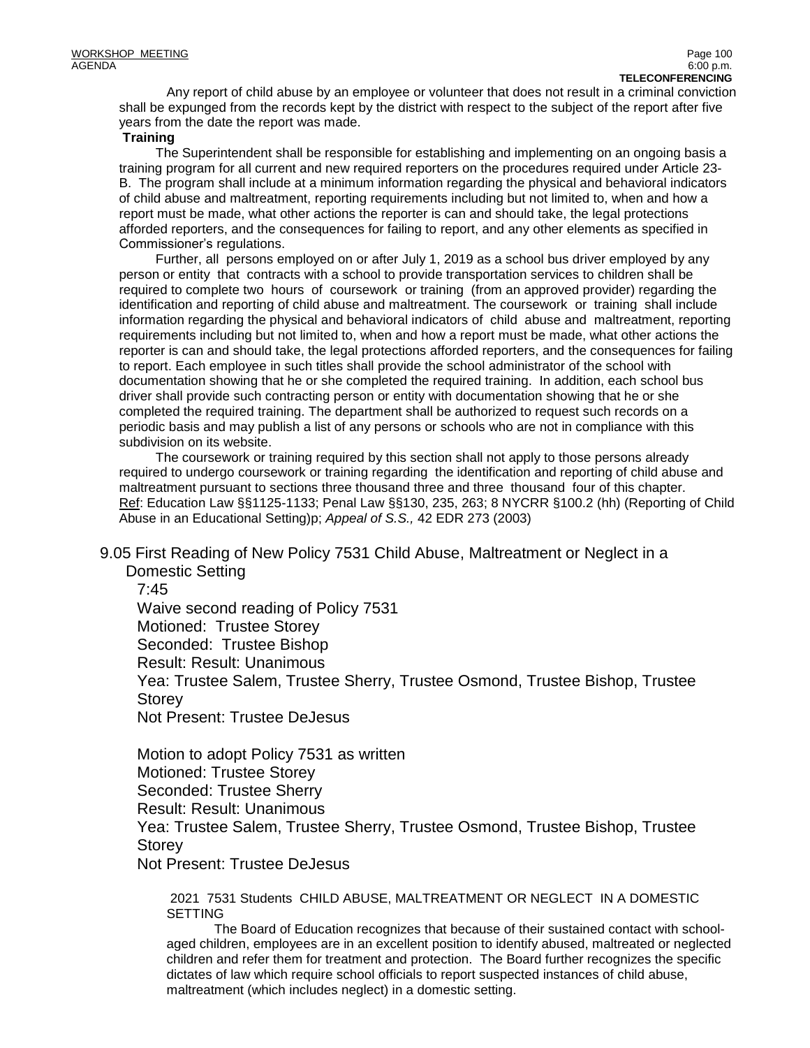Any report of child abuse by an employee or volunteer that does not result in a criminal conviction shall be expunged from the records kept by the district with respect to the subject of the report after five years from the date the report was made.

**Training**

The Superintendent shall be responsible for establishing and implementing on an ongoing basis a training program for all current and new required reporters on the procedures required under Article 23-B. The program shall include at a minimum information regarding the physical and behavioral indicators of child abuse and maltreatment, reporting requirements including but not limited to, when and how a report must be made, what other actions the reporter is can and should take, the legal protections afforded reporters, and the consequences for failing to report, and any other elements as specified in Commissioner's regulations.

Further, all persons employed on or after July 1, 2019 as a school bus driver employed by any person or entity that contracts with a school to provide transportation services to children shall be required to complete two hours of coursework or training (from an approved provider) regarding the identification and reporting of child abuse and maltreatment. The coursework or training shall include information regarding the physical and behavioral indicators of child abuse and maltreatment, reporting requirements including but not limited to, when and how a report must be made, what other actions the reporter is can and should take, the legal protections afforded reporters, and the consequences for failing to report. Each employee in such titles shall provide the school administrator of the school with documentation showing that he or she completed the required training. In addition, each school bus driver shall provide such contracting person or entity with documentation showing that he or she completed the required training. The department shall be authorized to request such records on a periodic basis and may publish a list of any persons or schools who are not in compliance with this subdivision on its website.

The coursework or training required by this section shall not apply to those persons already required to undergo coursework or training regarding the identification and reporting of child abuse and maltreatment pursuant to sections three thousand three and three thousand four of this chapter.

Ref: Education Law §§1125-1133; Penal Law §§130, 235, 263; 8 NYCRR §100.2 (hh) (Reporting of Child Abuse in an Educational Setting)p; *Appeal of S.S.,* 42 EDR 273 (2003)

9.05 First Reading of New Policy 7531 Child Abuse, Maltreatment or Neglect in a Domestic Setting

7:45

Waive second reading of Policy 7531

Motioned: Trustee Storey

Seconded: Trustee Bishop

Result: Result: Unanimous

Yea: Trustee Salem, Trustee Sherry, Trustee Osmond, Trustee Bishop, Trustee Storey

Not Present: Trustee DeJesus

Motion to adopt Policy 7531 as written

Motioned: Trustee Storey

Seconded: Trustee Sherry

Result: Result: Unanimous

Yea: Trustee Salem, Trustee Sherry, Trustee Osmond, Trustee Bishop, Trustee Storey

Not Present: Trustee DeJesus

2021 7531 Students CHILD ABUSE, MALTREATMENT OR NEGLECT IN A DOMESTIC SETTING

The Board of Education recognizes that because of their sustained contact with school-aged children, employees are in an excellent position to identify abused, maltreated or neglected children and refer them for treatment and protection. The Board further recognizes the specific dictates of law which require school officials to report suspected instances of child abuse, maltreatment (which includes neglect) in a domestic setting.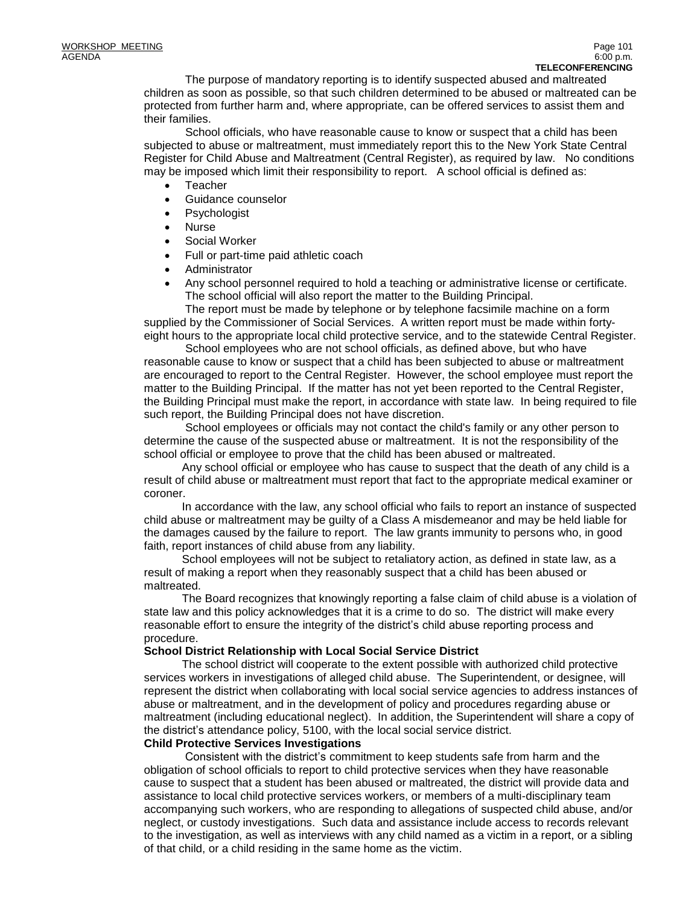The purpose of mandatory reporting is to identify suspected abused and maltreated children as soon as possible, so that such children determined to be abused or maltreated can be protected from further harm and, where appropriate, can be offered services to assist them and their families.

School officials, who have reasonable cause to know or suspect that a child has been subjected to abuse or maltreatment, must immediately report this to the New York State Central Register for Child Abuse and Maltreatment (Central Register), as required by law. No conditions may be imposed which limit their responsibility to report. A school official is defined as:

- Teacher
- Guidance counselor
- Psychologist
- Nurse
- Social Worker
- Full or part-time paid athletic coach
- Administrator
- Any school personnel required to hold a teaching or administrative license or certificate.

The school official will also report the matter to the Building Principal.

The report must be made by telephone or by telephone facsimile machine on a form supplied by the Commissioner of Social Services. A written report must be made within forty-eight hours to the appropriate local child protective service, and to the statewide Central Register.

School employees who are not school officials, as defined above, but who have reasonable cause to know or suspect that a child has been subjected to abuse or maltreatment are encouraged to report to the Central Register. However, the school employee must report the matter to the Building Principal. If the matter has not yet been reported to the Central Register, the Building Principal must make the report, in accordance with state law. In being required to file such report, the Building Principal does not have discretion.

School employees or officials may not contact the child's family or any other person to determine the cause of the suspected abuse or maltreatment. It is not the responsibility of the school official or employee to prove that the child has been abused or maltreated.

Any school official or employee who has cause to suspect that the death of any child is a result of child abuse or maltreatment must report that fact to the appropriate medical examiner or coroner.

In accordance with the law, any school official who fails to report an instance of suspected child abuse or maltreatment may be guilty of a Class A misdemeanor and may be held liable for the damages caused by the failure to report. The law grants immunity to persons who, in good faith, report instances of child abuse from any liability.

School employees will not be subject to retaliatory action, as defined in state law, as a result of making a report when they reasonably suspect that a child has been abused or maltreated.

The Board recognizes that knowingly reporting a false claim of child abuse is a violation of state law and this policy acknowledges that it is a crime to do so. The district will make every reasonable effort to ensure the integrity of the district's child abuse reporting process and procedure.

**School District Relationship with Local Social Service District**

The school district will cooperate to the extent possible with authorized child protective services workers in investigations of alleged child abuse. The Superintendent, or designee, will represent the district when collaborating with local social service agencies to address instances of abuse or maltreatment, and in the development of policy and procedures regarding abuse or maltreatment (including educational neglect). In addition, the Superintendent will share a copy of the district's attendance policy, 5100, with the local social service district.

**Child Protective Services Investigations**

Consistent with the district's commitment to keep students safe from harm and the obligation of school officials to report to child protective services when they have reasonable cause to suspect that a student has been abused or maltreated, the district will provide data and assistance to local child protective services workers, or members of a multi-disciplinary team accompanying such workers, who are responding to allegations of suspected child abuse, and/or neglect, or custody investigations. Such data and assistance include access to records relevant to the investigation, as well as interviews with any child named as a victim in a report, or a sibling of that child, or a child residing in the same home as the victim.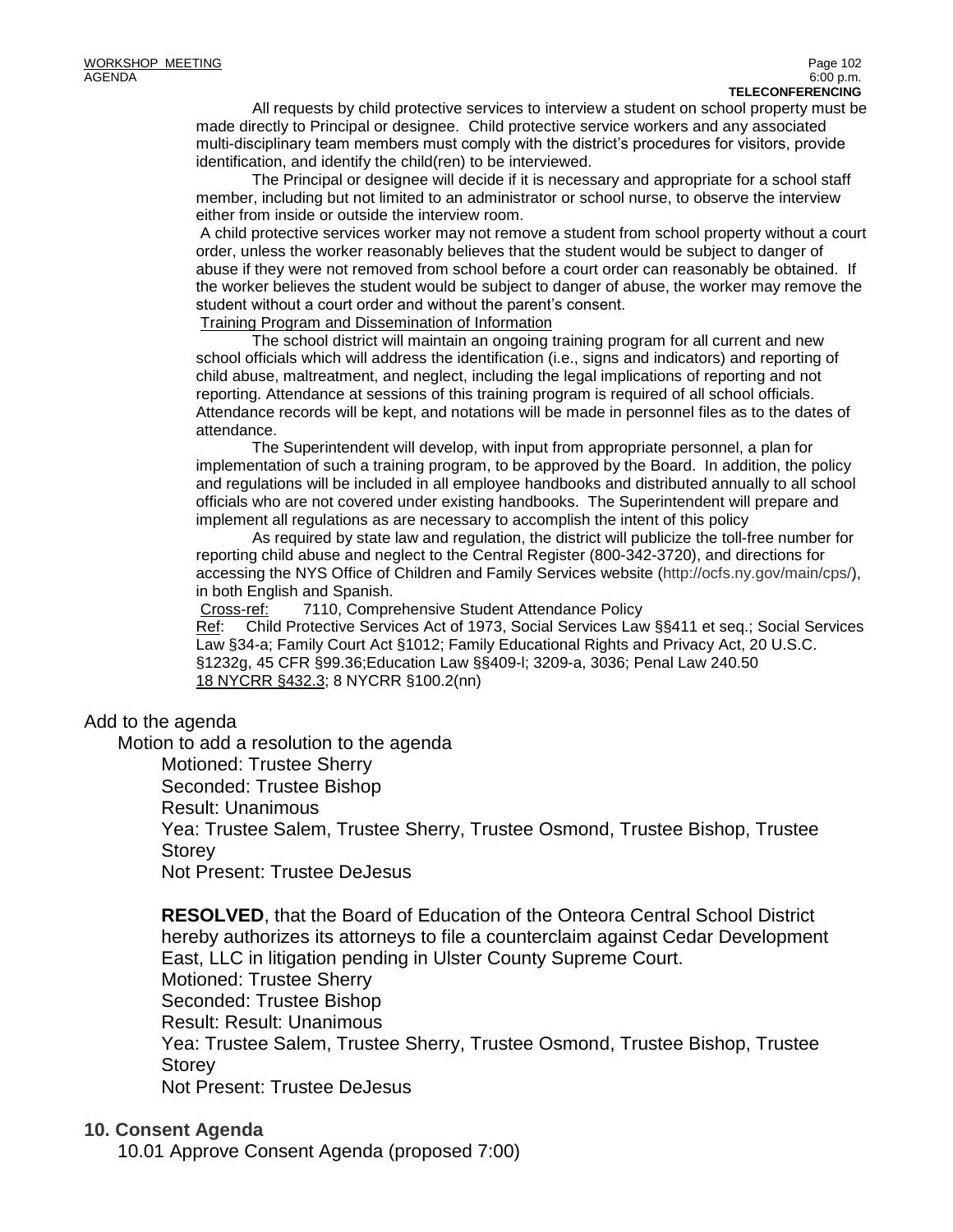All requests by child protective services to interview a student on school property must be made directly to Principal or designee. Child protective service workers and any associated multi-disciplinary team members must comply with the district's procedures for visitors, provide identification, and identify the child(ren) to be interviewed.

The Principal or designee will decide if it is necessary and appropriate for a school staff member, including but not limited to an administrator or school nurse, to observe the interview either from inside or outside the interview room.

A child protective services worker may not remove a student from school property without a court order, unless the worker reasonably believes that the student would be subject to danger of abuse if they were not removed from school before a court order can reasonably be obtained. If the worker believes the student would be subject to danger of abuse, the worker may remove the student without a court order and without the parent's consent.

Training Program and Dissemination of Information

The school district will maintain an ongoing training program for all current and new school officials which will address the identification (i.e., signs and indicators) and reporting of child abuse, maltreatment, and neglect, including the legal implications of reporting and not reporting. Attendance at sessions of this training program is required of all school officials. Attendance records will be kept, and notations will be made in personnel files as to the dates of attendance.

The Superintendent will develop, with input from appropriate personnel, a plan for implementation of such a training program, to be approved by the Board. In addition, the policy and regulations will be included in all employee handbooks and distributed annually to all school officials who are not covered under existing handbooks. The Superintendent will prepare and implement all regulations as are necessary to accomplish the intent of this policy

As required by state law and regulation, the district will publicize the toll-free number for reporting child abuse and neglect to the Central Register (800-342-3720), and directions for accessing the NYS Office of Children and Family Services website (http://ocfs.ny.gov/main/cps/), in both English and Spanish.

Cross-ref: 7110, Comprehensive Student Attendance Policy

Ref: Child Protective Services Act of 1973, Social Services Law §§411 et seq.; Social Services Law §34-a; Family Court Act §1012; Family Educational Rights and Privacy Act, 20 U.S.C. §1232g, 45 CFR §99.36;Education Law §§409-l; 3209-a, 3036; Penal Law 240.50
18 NYCRR §432.3; 8 NYCRR §100.2(nn)

Add to the agenda

Motion to add a resolution to the agenda

Motioned: Trustee Sherry
Seconded: Trustee Bishop
Result: Unanimous
Yea: Trustee Salem, Trustee Sherry, Trustee Osmond, Trustee Bishop, Trustee Storey
Not Present: Trustee DeJesus

**RESOLVED**, that the Board of Education of the Onteora Central School District hereby authorizes its attorneys to file a counterclaim against Cedar Development East, LLC in litigation pending in Ulster County Supreme Court.
Motioned: Trustee Sherry
Seconded: Trustee Bishop
Result: Result: Unanimous
Yea: Trustee Salem, Trustee Sherry, Trustee Osmond, Trustee Bishop, Trustee Storey
Not Present: Trustee DeJesus

## 10. Consent Agenda

10.01 Approve Consent Agenda (proposed 7:00)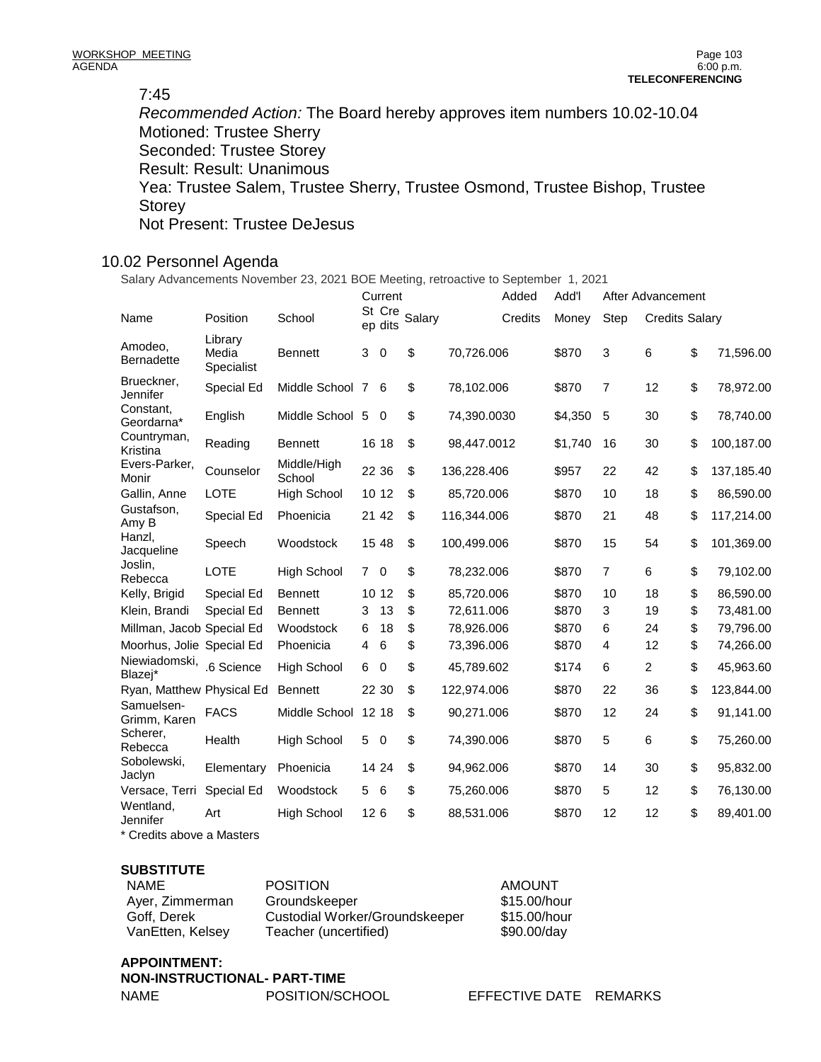7:45

*Recommended Action:* The Board hereby approves item numbers 10.02-10.04
Motioned: Trustee Sherry
Seconded: Trustee Storey
Result: Result: Unanimous
Yea: Trustee Salem, Trustee Sherry, Trustee Osmond, Trustee Bishop, Trustee Storey
Not Present: Trustee DeJesus

## 10.02 Personnel Agenda

Salary Advancements November 23, 2021 BOE Meeting, retroactive to September 1, 2021

| Name | Position | School | Current Step | Current Credits | Current Salary | Added Credits | Add'l Money | After Advancement Step | After Advancement Credits | After Advancement Salary |
|---|---|---|---|---|---|---|---|---|---|---|
| Amodeo, Bernadette | Library Media Specialist | Bennett | 3 | 0 | $ 70,726.00 | 6 | $870 | 3 | 6 | $ 71,596.00 |
| Brueckner, Jennifer | Special Ed | Middle School | 7 | 6 | $ 78,102.00 | 6 | $870 | 7 | 12 | $ 78,972.00 |
| Constant, Geordarna* | English | Middle School | 5 | 0 | $ 74,390.00 | 30 | $4,350 | 5 | 30 | $ 78,740.00 |
| Countryman, Kristina | Reading | Bennett | 16 | 18 | $ 98,447.00 | 12 | $1,740 | 16 | 30 | $ 100,187.00 |
| Evers-Parker, Monir | Counselor | Middle/High School | 22 | 36 | $ 136,228.40 | 6 | $957 | 22 | 42 | $ 137,185.40 |
| Gallin, Anne | LOTE | High School | 10 | 12 | $ 85,720.00 | 6 | $870 | 10 | 18 | $ 86,590.00 |
| Gustafson, Amy B | Special Ed | Phoenicia | 21 | 42 | $ 116,344.00 | 6 | $870 | 21 | 48 | $ 117,214.00 |
| Hanzl, Jacqueline | Speech | Woodstock | 15 | 48 | $ 100,499.00 | 6 | $870 | 15 | 54 | $ 101,369.00 |
| Joslin, Rebecca | LOTE | High School | 7 | 0 | $ 78,232.00 | 6 | $870 | 7 | 6 | $ 79,102.00 |
| Kelly, Brigid | Special Ed | Bennett | 10 | 12 | $ 85,720.00 | 6 | $870 | 10 | 18 | $ 86,590.00 |
| Klein, Brandi | Special Ed | Bennett | 3 | 13 | $ 72,611.00 | 6 | $870 | 3 | 19 | $ 73,481.00 |
| Millman, Jacob | Special Ed | Woodstock | 6 | 18 | $ 78,926.00 | 6 | $870 | 6 | 24 | $ 79,796.00 |
| Moorhus, Jolie | Special Ed | Phoenicia | 4 | 6 | $ 73,396.00 | 6 | $870 | 4 | 12 | $ 74,266.00 |
| Niewiadomski, Blazej* | .6 Science | High School | 6 | 0 | $ 45,789.60 | 2 | $174 | 6 | 2 | $ 45,963.60 |
| Ryan, Matthew | Physical Ed | Bennett | 22 | 30 | $ 122,974.00 | 6 | $870 | 22 | 36 | $ 123,844.00 |
| Samuelsen-Grimm, Karen | FACS | Middle School | 12 | 18 | $ 90,271.00 | 6 | $870 | 12 | 24 | $ 91,141.00 |
| Scherer, Rebecca | Health | High School | 5 | 0 | $ 74,390.00 | 6 | $870 | 5 | 6 | $ 75,260.00 |
| Sobolewski, Jaclyn | Elementary | Phoenicia | 14 | 24 | $ 94,962.00 | 6 | $870 | 14 | 30 | $ 95,832.00 |
| Versace, Terri | Special Ed | Woodstock | 5 | 6 | $ 75,260.00 | 6 | $870 | 5 | 12 | $ 76,130.00 |
| Wentland, Jennifer | Art | High School | 12 | 6 | $ 88,531.00 | 6 | $870 | 12 | 12 | $ 89,401.00 |

\* Credits above a Masters

**SUBSTITUTE**

| NAME | POSITION | AMOUNT |
|---|---|---|
| Ayer, Zimmerman | Groundskeeper | $15.00/hour |
| Goff, Derek | Custodial Worker/Groundskeeper | $15.00/hour |
| VanEtten, Kelsey | Teacher (uncertified) | $90.00/day |

**APPOINTMENT:**
**NON-INSTRUCTIONAL- PART-TIME**

| NAME | POSITION/SCHOOL | EFFECTIVE DATE | REMARKS |
|---|---|---|---|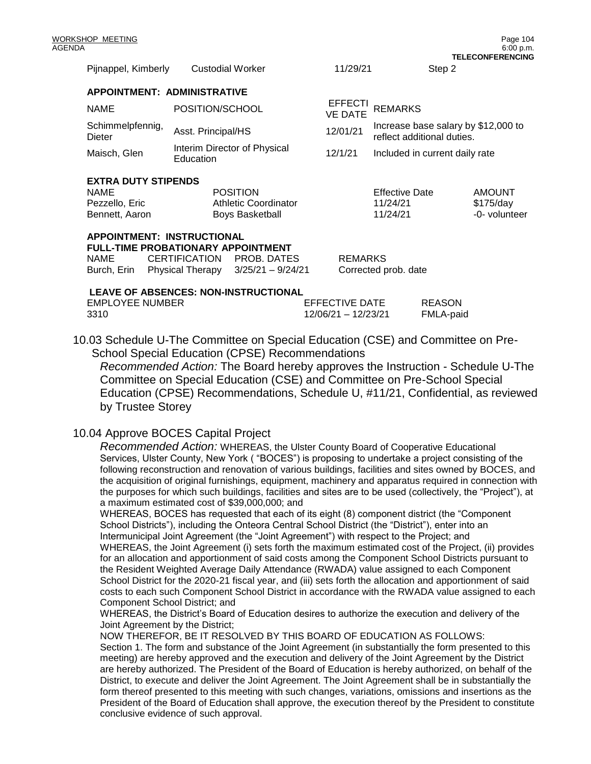| Pijnappel, Kimberly | Custodial Worker | 11/29/21 | Step 2 |
|---|---|---|---|

**APPOINTMENT: ADMINISTRATIVE**

| NAME | POSITION/SCHOOL | EFFECTIVE DATE | REMARKS |
|---|---|---|---|
| Schimmelpfennig, Dieter | Asst. Principal/HS | 12/01/21 | Increase base salary by $12,000 to reflect additional duties. |
| Maisch, Glen | Interim Director of Physical Education | 12/1/21 | Included in current daily rate |

**EXTRA DUTY STIPENDS**

| NAME | POSITION | Effective Date | AMOUNT |
|---|---|---|---|
| Pezzello, Eric | Athletic Coordinator | 11/24/21 | $175/day |
| Bennett, Aaron | Boys Basketball | 11/24/21 | -0- volunteer |

**APPOINTMENT: INSTRUCTIONAL**
**FULL-TIME PROBATIONARY APPOINTMENT**

| NAME | CERTIFICATION | PROB. DATES | REMARKS |
|---|---|---|---|
| Burch, Erin | Physical Therapy | 3/25/21 – 9/24/21 | Corrected prob. date |

**LEAVE OF ABSENCES: NON-INSTRUCTIONAL**

| EMPLOYEE NUMBER | EFFECTIVE DATE | REASON |
|---|---|---|
| 3310 | 12/06/21 – 12/23/21 | FMLA-paid |

10.03 Schedule U-The Committee on Special Education (CSE) and Committee on Pre-School Special Education (CPSE) Recommendations

*Recommended Action:* The Board hereby approves the Instruction - Schedule U-The Committee on Special Education (CSE) and Committee on Pre-School Special Education (CPSE) Recommendations, Schedule U, #11/21, Confidential, as reviewed by Trustee Storey

10.04 Approve BOCES Capital Project

*Recommended Action:* WHEREAS, the Ulster County Board of Cooperative Educational Services, Ulster County, New York ( "BOCES") is proposing to undertake a project consisting of the following reconstruction and renovation of various buildings, facilities and sites owned by BOCES, and the acquisition of original furnishings, equipment, machinery and apparatus required in connection with the purposes for which such buildings, facilities and sites are to be used (collectively, the "Project"), at a maximum estimated cost of $39,000,000; and

WHEREAS, BOCES has requested that each of its eight (8) component district (the "Component School Districts"), including the Onteora Central School District (the "District"), enter into an Intermunicipal Joint Agreement (the "Joint Agreement") with respect to the Project; and

WHEREAS, the Joint Agreement (i) sets forth the maximum estimated cost of the Project, (ii) provides for an allocation and apportionment of said costs among the Component School Districts pursuant to the Resident Weighted Average Daily Attendance (RWADA) value assigned to each Component School District for the 2020-21 fiscal year, and (iii) sets forth the allocation and apportionment of said costs to each such Component School District in accordance with the RWADA value assigned to each Component School District; and

WHEREAS, the District's Board of Education desires to authorize the execution and delivery of the Joint Agreement by the District;

NOW THEREFOR, BE IT RESOLVED BY THIS BOARD OF EDUCATION AS FOLLOWS:

Section 1. The form and substance of the Joint Agreement (in substantially the form presented to this meeting) are hereby approved and the execution and delivery of the Joint Agreement by the District are hereby authorized. The President of the Board of Education is hereby authorized, on behalf of the District, to execute and deliver the Joint Agreement. The Joint Agreement shall be in substantially the form thereof presented to this meeting with such changes, variations, omissions and insertions as the President of the Board of Education shall approve, the execution thereof by the President to constitute conclusive evidence of such approval.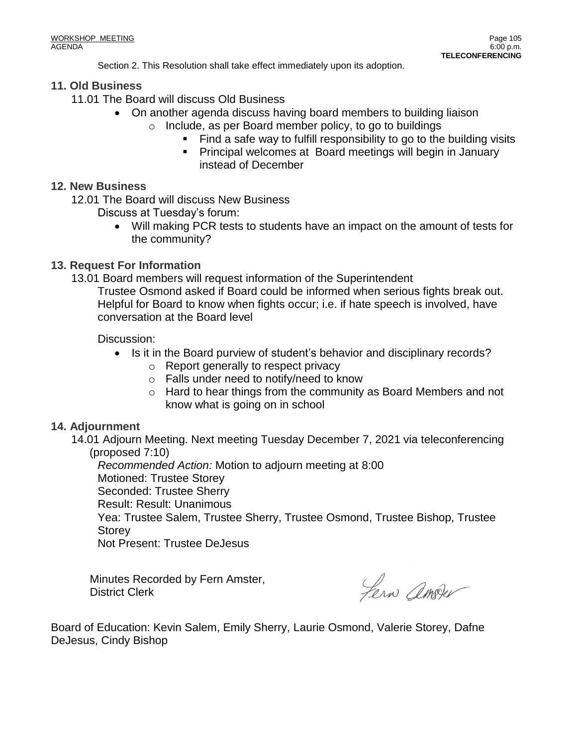Section 2. This Resolution shall take effect immediately upon its adoption.

## 11. Old Business

11.01 The Board will discuss Old Business

- On another agenda discuss having board members to building liaison
  - Include, as per Board member policy, to go to buildings
    - Find a safe way to fulfill responsibility to go to the building visits
    - Principal welcomes at Board meetings will begin in January instead of December

## 12. New Business

12.01 The Board will discuss New Business

Discuss at Tuesday's forum:

- Will making PCR tests to students have an impact on the amount of tests for the community?

## 13. Request For Information

13.01 Board members will request information of the Superintendent

Trustee Osmond asked if Board could be informed when serious fights break out. Helpful for Board to know when fights occur; i.e. if hate speech is involved, have conversation at the Board level

Discussion:

- Is it in the Board purview of student's behavior and disciplinary records?
  - Report generally to respect privacy
  - Falls under need to notify/need to know
  - Hard to hear things from the community as Board Members and not know what is going on in school

## 14. Adjournment

14.01 Adjourn Meeting. Next meeting Tuesday December 7, 2021 via teleconferencing (proposed 7:10)

*Recommended Action:* Motion to adjourn meeting at 8:00
Motioned: Trustee Storey
Seconded: Trustee Sherry
Result: Result: Unanimous
Yea: Trustee Salem, Trustee Sherry, Trustee Osmond, Trustee Bishop, Trustee Storey
Not Present: Trustee DeJesus

Minutes Recorded by Fern Amster,
District Clerk

Fern Amster

Board of Education: Kevin Salem, Emily Sherry, Laurie Osmond, Valerie Storey, Dafne DeJesus, Cindy Bishop